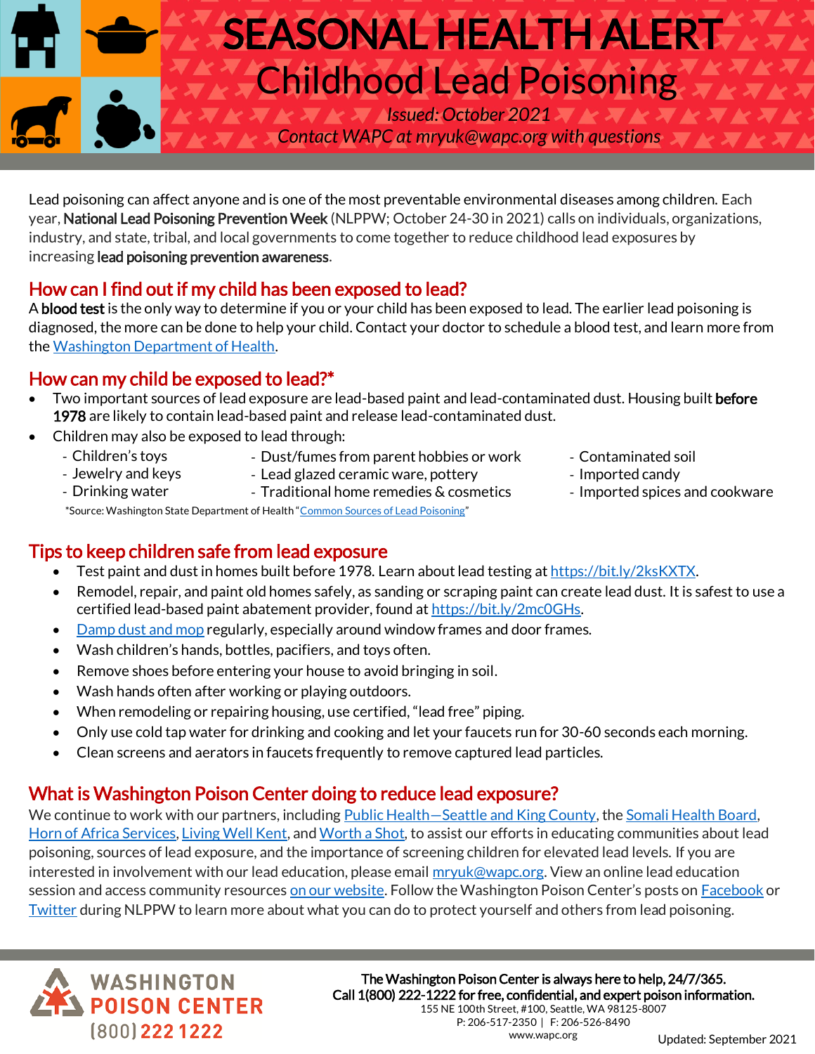# SEASONAL HEALTH ALERT

## Childhood Lead Poisoning

*Issued: October 2021*

*Contact WAPC at mryuk@wapc.org with questions*

Lead poisoning can affect anyone and is one of the most preventable environmental diseases among children. Each year, **National Lead Poisoning Prevention Week** (NLPPW; October 24-30 in 2021) calls on individuals, organizations, industry, and state, tribal, and local governments to come together to reduce childhood lead exposures by increasing **lead poisoning prevention awareness**.

## How can I find out if my child has been exposed to lead?

A **blood test** is the only way to determine if you or your child has been exposed to lead. The earlier lead poisoning is diagnosed, the more can be done to help your child. Contact your doctor to schedule a blood test, and learn more from the Washington Department of Health.

## How can my child be exposed to lead?*

- Two important sources of lead exposure are lead-based paint and lead-contaminated dust. Housing built **before 1978** are likely to contain lead-based paint and release lead-contaminated dust.
- Children may also be exposed to lead through:
  - Children's toys
  - Jewelry and keys
  - Drinking water
  - Dust/fumes from parent hobbies or work
  - Lead glazed ceramic ware, pottery
  - Traditional home remedies & cosmetics
  - Contaminated soil
  - Imported candy
  - Imported spices and cookware

*Source: Washington State Department of Health "Common Sources of Lead Poisoning"

## Tips to keep children safe from lead exposure

- Test paint and dust in homes built before 1978. Learn about lead testing at https://bit.ly/2ksKXTX.
- Remodel, repair, and paint old homes safely, as sanding or scraping paint can create lead dust. It is safest to use a certified lead-based paint abatement provider, found at https://bit.ly/2mc0GHs.
- Damp dust and mop regularly, especially around window frames and door frames.
- Wash children's hands, bottles, pacifiers, and toys often.
- Remove shoes before entering your house to avoid bringing in soil.
- Wash hands often after working or playing outdoors.
- When remodeling or repairing housing, use certified, "lead free" piping.
- Only use cold tap water for drinking and cooking and let your faucets run for 30-60 seconds each morning.
- Clean screens and aerators in faucets frequently to remove captured lead particles.

## What is Washington Poison Center doing to reduce lead exposure?

We continue to work with our partners, including Public Health—Seattle and King County, the Somali Health Board, Horn of Africa Services, Living Well Kent, and Worth a Shot, to assist our efforts in educating communities about lead poisoning, sources of lead exposure, and the importance of screening children for elevated lead levels. If you are interested in involvement with our lead education, please email mryuk@wapc.org. View an online lead education session and access community resources on our website. Follow the Washington Poison Center's posts on Facebook or Twitter during NLPPW to learn more about what you can do to protect yourself and others from lead poisoning.

WASHINGTON POISON CENTER (800) 222 1222

**The Washington Poison Center is always here to help, 24/7/365.**
**Call 1(800) 222-1222 for free, confidential, and expert poison information.**
155 NE 100th Street, #100, Seattle, WA 98125-8007
P: 206-517-2350 | F: 206-526-8490
www.wapc.org

Updated: September 2021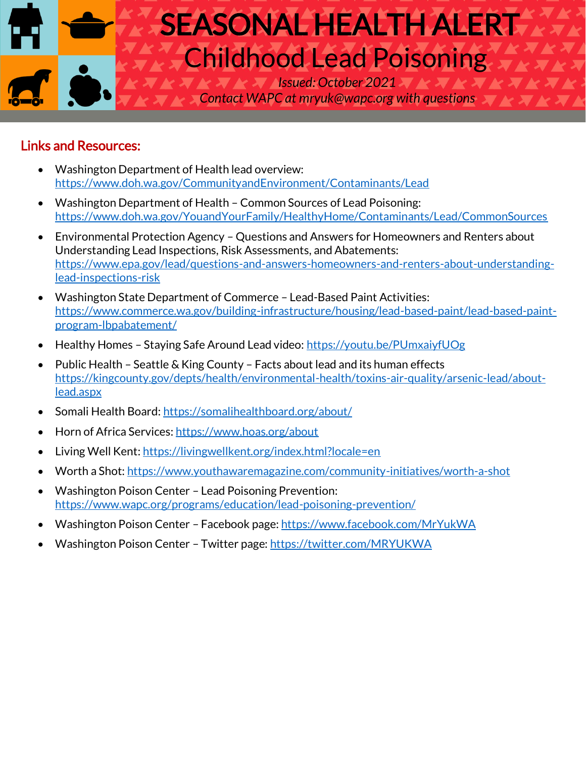# SEASONAL HEALTH ALERT

## Childhood Lead Poisoning

*Issued: October 2021*

*Contact WAPC at mryuk@wapc.org with questions*

## Links and Resources:

- Washington Department of Health lead overview: https://www.doh.wa.gov/CommunityandEnvironment/Contaminants/Lead
- Washington Department of Health – Common Sources of Lead Poisoning: https://www.doh.wa.gov/YouandYourFamily/HealthyHome/Contaminants/Lead/CommonSources
- Environmental Protection Agency – Questions and Answers for Homeowners and Renters about Understanding Lead Inspections, Risk Assessments, and Abatements: https://www.epa.gov/lead/questions-and-answers-homeowners-and-renters-about-understanding-lead-inspections-risk
- Washington State Department of Commerce – Lead-Based Paint Activities: https://www.commerce.wa.gov/building-infrastructure/housing/lead-based-paint/lead-based-paint-program-lbpabatement/
- Healthy Homes – Staying Safe Around Lead video: https://youtu.be/PUmxaiyfUOg
- Public Health – Seattle & King County – Facts about lead and its human effects https://kingcounty.gov/depts/health/environmental-health/toxins-air-quality/arsenic-lead/about-lead.aspx
- Somali Health Board: https://somalihealthboard.org/about/
- Horn of Africa Services: https://www.hoas.org/about
- Living Well Kent: https://livingwellkent.org/index.html?locale=en
- Worth a Shot: https://www.youthawaremagazine.com/community-initiatives/worth-a-shot
- Washington Poison Center – Lead Poisoning Prevention: https://www.wapc.org/programs/education/lead-poisoning-prevention/
- Washington Poison Center – Facebook page: https://www.facebook.com/MrYukWA
- Washington Poison Center – Twitter page: https://twitter.com/MRYUKWA